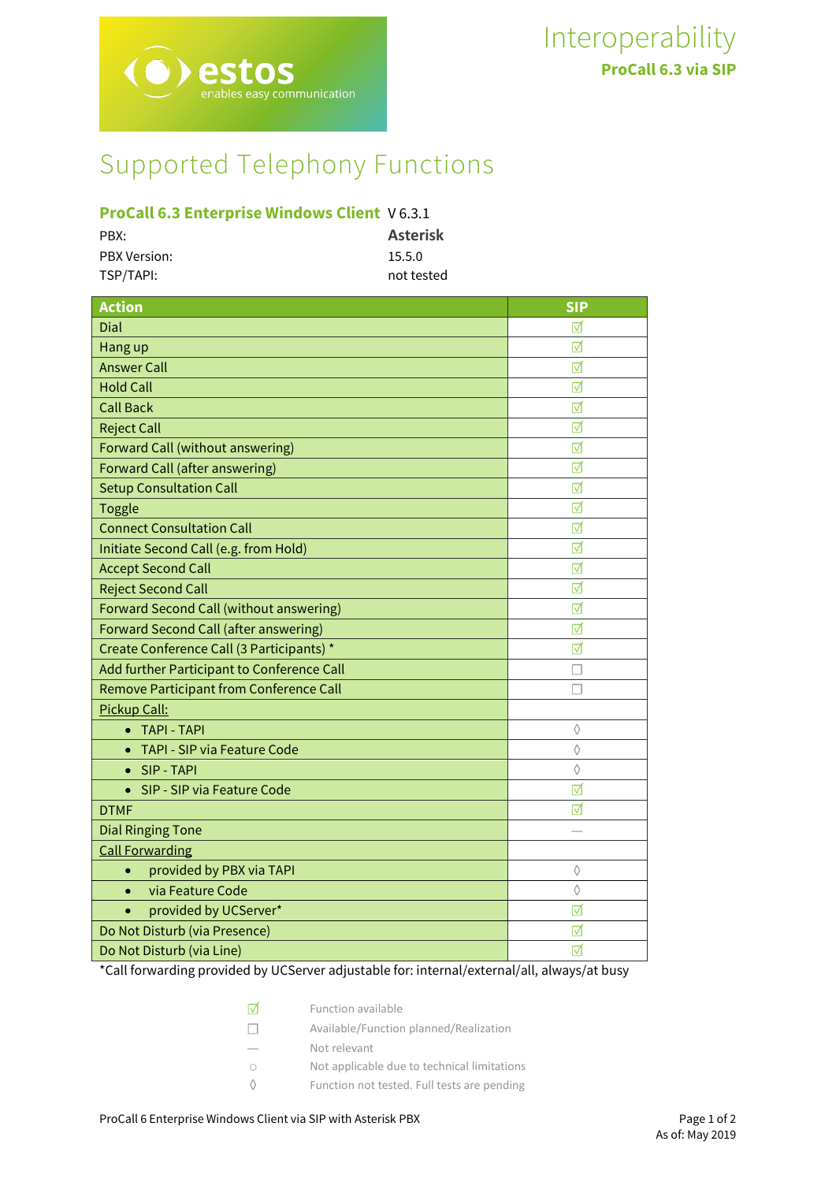Interoperability

**ProCall 6.3 via SIP**

# Supported Telephony Functions

**ProCall 6.3 Enterprise Windows Client** V 6.3.1

| | |
|---|---|
| PBX: | **Asterisk** |
| PBX Version: | 15.5.0 |
| TSP/TAPI: | not tested |

| Action | SIP |
|---|---|
| Dial | ☑ |
| Hang up | ☑ |
| Answer Call | ☑ |
| Hold Call | ☑ |
| Call Back | ☑ |
| Reject Call | ☑ |
| Forward Call (without answering) | ☑ |
| Forward Call (after answering) | ☑ |
| Setup Consultation Call | ☑ |
| Toggle | ☑ |
| Connect Consultation Call | ☑ |
| Initiate Second Call (e.g. from Hold) | ☑ |
| Accept Second Call | ☑ |
| Reject Second Call | ☑ |
| Forward Second Call (without answering) | ☑ |
| Forward Second Call (after answering) | ☑ |
| Create Conference Call (3 Participants) * | ☑ |
| Add further Participant to Conference Call | ☐ |
| Remove Participant from Conference Call | ☐ |
| Pickup Call: | |
| • TAPI - TAPI | ◊ |
| • TAPI - SIP via Feature Code | ◊ |
| • SIP - TAPI | ◊ |
| • SIP - SIP via Feature Code | ☑ |
| DTMF | ☑ |
| Dial Ringing Tone | — |
| Call Forwarding | |
| • provided by PBX via TAPI | ◊ |
| • via Feature Code | ◊ |
| • provided by UCServer* | ☑ |
| Do Not Disturb (via Presence) | ☑ |
| Do Not Disturb (via Line) | ☑ |

*Call forwarding provided by UCServer adjustable for: internal/external/all, always/at busy

| | |
|---|---|
| ☑ | Function available |
| ☐ | Available/Function planned/Realization |
| — | Not relevant |
| ○ | Not applicable due to technical limitations |
| ◊ | Function not tested. Full tests are pending |

ProCall 6 Enterprise Windows Client via SIP with Asterisk PBX

As of: May 2019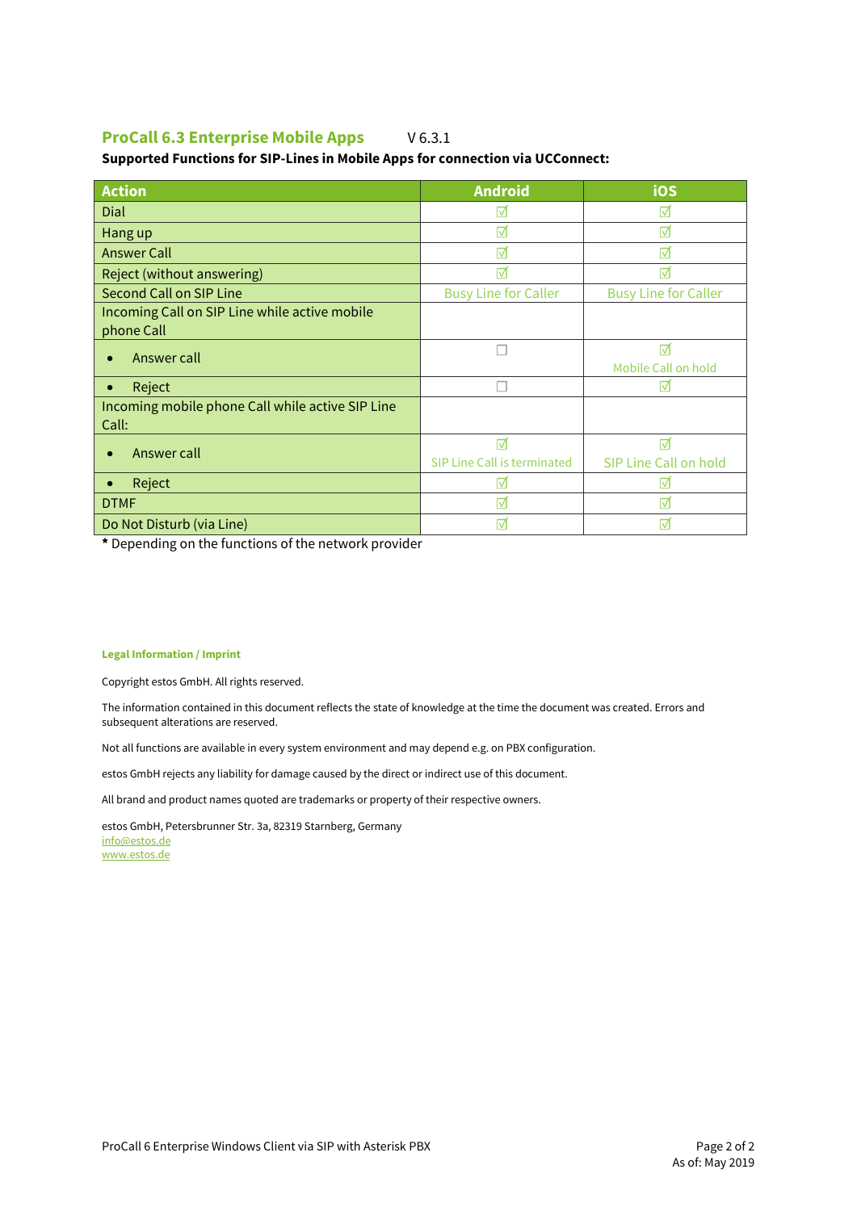## ProCall 6.3 Enterprise Mobile Apps V 6.3.1

**Supported Functions for SIP-Lines in Mobile Apps for connection via UCConnect:**

| Action | Android | iOS |
|---|---|---|
| Dial | ☑ | ☑ |
| Hang up | ☑ | ☑ |
| Answer Call | ☑ | ☑ |
| Reject (without answering) | ☑ | ☑ |
| Second Call on SIP Line | Busy Line for Caller | Busy Line for Caller |
| Incoming Call on SIP Line while active mobile phone Call | | |
| • Answer call | ☐ | ☑ Mobile Call on hold |
| • Reject | ☐ | ☑ |
| Incoming mobile phone Call while active SIP Line Call: | | |
| • Answer call | ☑ SIP Line Call is terminated | ☑ SIP Line Call on hold |
| • Reject | ☑ | ☑ |
| DTMF | ☑ | ☑ |
| Do Not Disturb (via Line) | ☑ | ☑ |

**\*** Depending on the functions of the network provider

**Legal Information / Imprint**

Copyright estos GmbH. All rights reserved.

The information contained in this document reflects the state of knowledge at the time the document was created. Errors and subsequent alterations are reserved.

Not all functions are available in every system environment and may depend e.g. on PBX configuration.

estos GmbH rejects any liability for damage caused by the direct or indirect use of this document.

All brand and product names quoted are trademarks or property of their respective owners.

estos GmbH, Petersbrunner Str. 3a, 82319 Starnberg, Germany
info@estos.de
www.estos.de